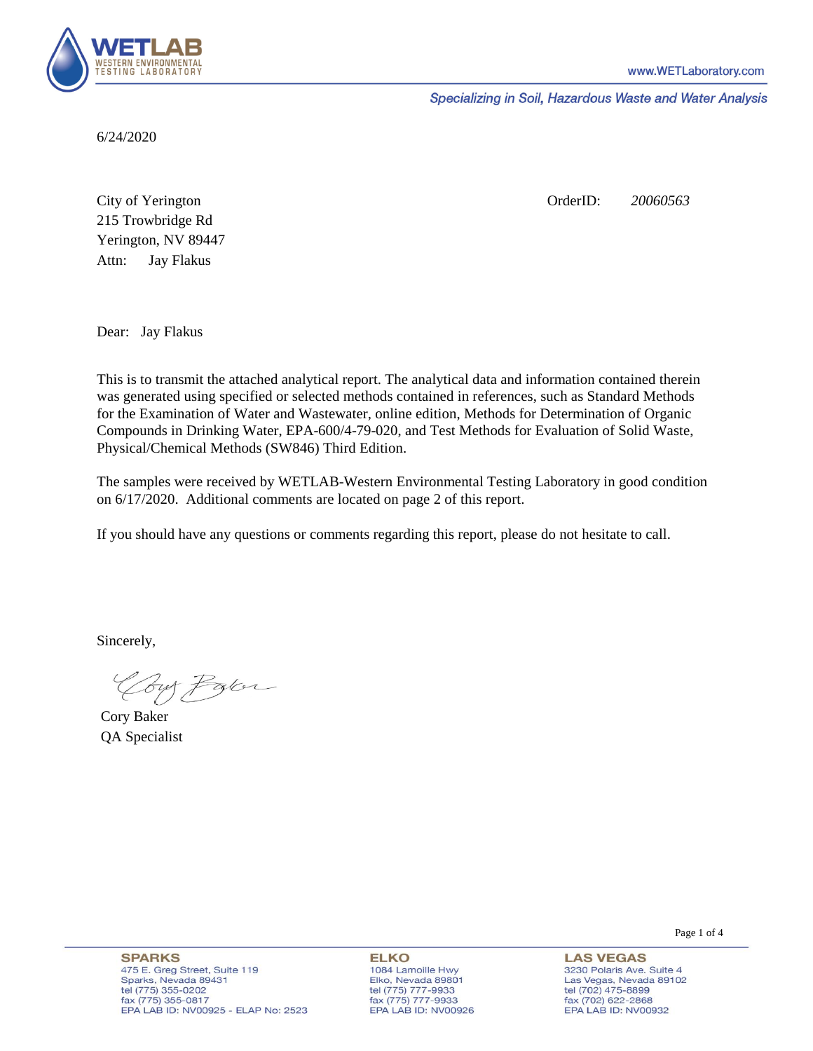6/24/2020

City of Yerington
215 Trowbridge Rd
Yerington, NV 89447
Attn: Jay Flakus

OrderID: *20060563*

Dear: Jay Flakus

This is to transmit the attached analytical report. The analytical data and information contained therein was generated using specified or selected methods contained in references, such as Standard Methods for the Examination of Water and Wastewater, online edition, Methods for Determination of Organic Compounds in Drinking Water, EPA-600/4-79-020, and Test Methods for Evaluation of Solid Waste, Physical/Chemical Methods (SW846) Third Edition.

The samples were received by WETLAB-Western Environmental Testing Laboratory in good condition on 6/17/2020. Additional comments are located on page 2 of this report.

If you should have any questions or comments regarding this report, please do not hesitate to call.

Sincerely,

Cory Baker
QA Specialist

**SPARKS**
475 E. Greg Street, Suite 119
Sparks, Nevada 89431
tel (775) 355-0202
fax (775) 355-0817
EPA LAB ID: NV00925 - ELAP No: 2523

**ELKO**
1084 Lamoille Hwy
Elko, Nevada 89801
tel (775) 777-9933
fax (775) 777-9933
EPA LAB ID: NV00926

**LAS VEGAS**
3230 Polaris Ave. Suite 4
Las Vegas, Nevada 89102
tel (702) 475-8899
fax (702) 622-2868
EPA LAB ID: NV00932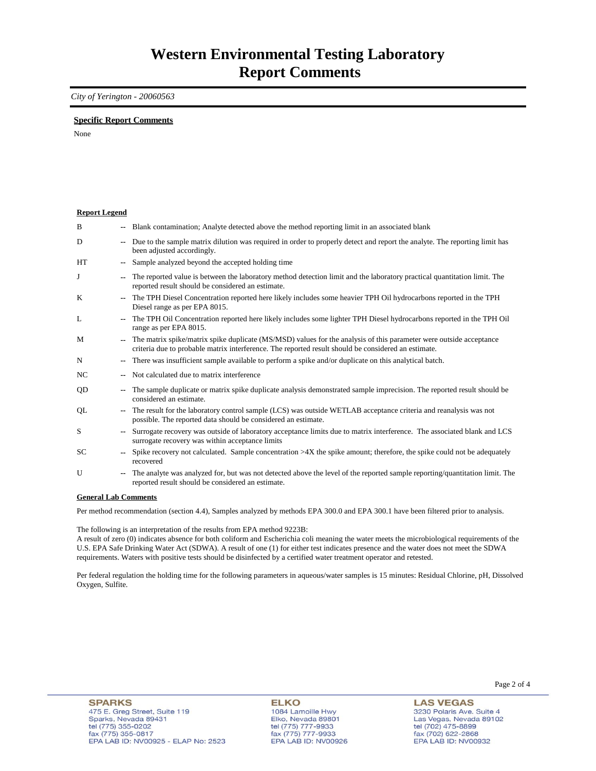# Western Environmental Testing Laboratory
# Report Comments

*City of Yerington - 20060563*

**Specific Report Comments**

None

**Report Legend**

| | | |
|---|---|---|
| B | -- | Blank contamination; Analyte detected above the method reporting limit in an associated blank |
| D | -- | Due to the sample matrix dilution was required in order to properly detect and report the analyte. The reporting limit has been adjusted accordingly. |
| HT | -- | Sample analyzed beyond the accepted holding time |
| J | -- | The reported value is between the laboratory method detection limit and the laboratory practical quantitation limit. The reported result should be considered an estimate. |
| K | -- | The TPH Diesel Concentration reported here likely includes some heavier TPH Oil hydrocarbons reported in the TPH Diesel range as per EPA 8015. |
| L | -- | The TPH Oil Concentration reported here likely includes some lighter TPH Diesel hydrocarbons reported in the TPH Oil range as per EPA 8015. |
| M | -- | The matrix spike/matrix spike duplicate (MS/MSD) values for the analysis of this parameter were outside acceptance criteria due to probable matrix interference. The reported result should be considered an estimate. |
| N | -- | There was insufficient sample available to perform a spike and/or duplicate on this analytical batch. |
| NC | -- | Not calculated due to matrix interference |
| QD | -- | The sample duplicate or matrix spike duplicate analysis demonstrated sample imprecision. The reported result should be considered an estimate. |
| QL | -- | The result for the laboratory control sample (LCS) was outside WETLAB acceptance criteria and reanalysis was not possible. The reported data should be considered an estimate. |
| S | -- | Surrogate recovery was outside of laboratory acceptance limits due to matrix interference. The associated blank and LCS surrogate recovery was within acceptance limits |
| SC | -- | Spike recovery not calculated. Sample concentration >4X the spike amount; therefore, the spike could not be adequately recovered |
| U | -- | The analyte was analyzed for, but was not detected above the level of the reported sample reporting/quantitation limit. The reported result should be considered an estimate. |

**General Lab Comments**

Per method recommendation (section 4.4), Samples analyzed by methods EPA 300.0 and EPA 300.1 have been filtered prior to analysis.

The following is an interpretation of the results from EPA method 9223B:
A result of zero (0) indicates absence for both coliform and Escherichia coli meaning the water meets the microbiological requirements of the U.S. EPA Safe Drinking Water Act (SDWA). A result of one (1) for either test indicates presence and the water does not meet the SDWA requirements. Waters with positive tests should be disinfected by a certified water treatment operator and retested.

Per federal regulation the holding time for the following parameters in aqueous/water samples is 15 minutes: Residual Chlorine, pH, Dissolved Oxygen, Sulfite.

**SPARKS**
475 E. Greg Street, Suite 119
Sparks, Nevada 89431
tel (775) 355-0202
fax (775) 355-0817
EPA LAB ID: NV00925 - ELAP No: 2523

**ELKO**
1084 Lamoille Hwy
Elko, Nevada 89801
tel (775) 777-9933
fax (775) 777-9933
EPA LAB ID: NV00926

**LAS VEGAS**
3230 Polaris Ave. Suite 4
Las Vegas, Nevada 89102
tel (702) 475-8899
fax (702) 622-2868
EPA LAB ID: NV00932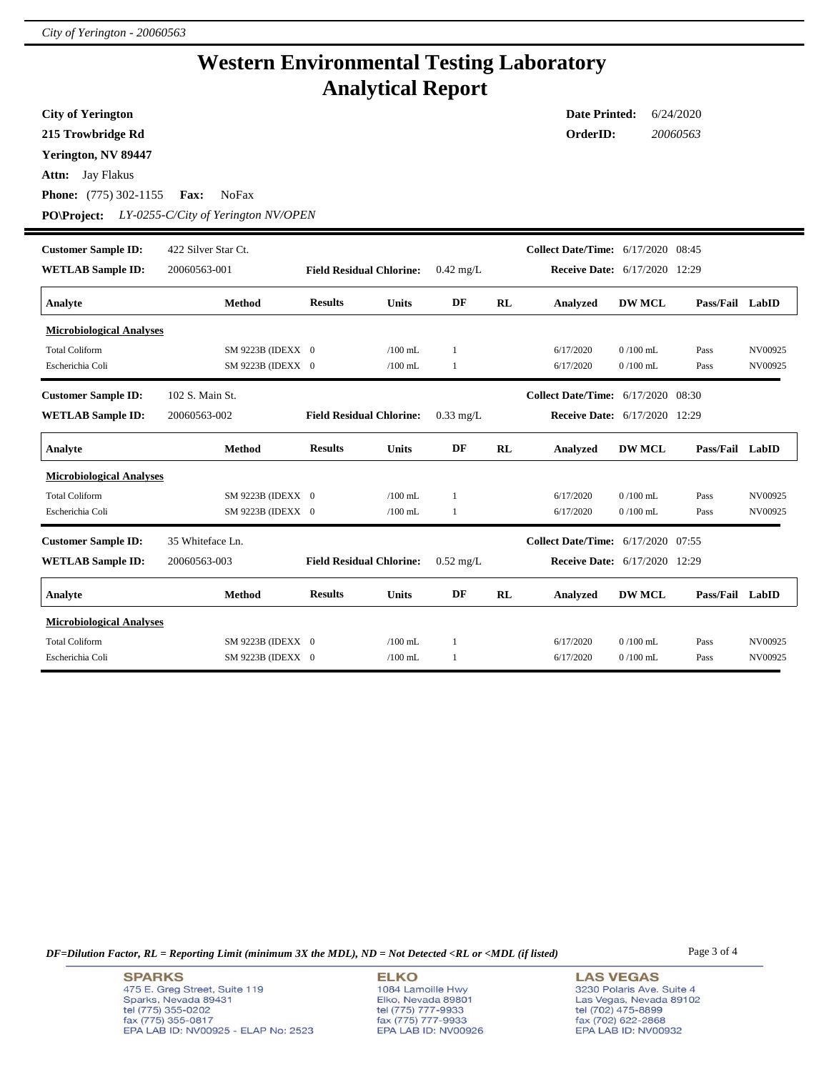# Western Environmental Testing Laboratory
## Analytical Report

**City of Yerington**
**215 Trowbridge Rd**
**Yerington, NV 89447**
**Attn:** Jay Flakus
**Phone:** (775) 302-1155 **Fax:** NoFax
**PO\Project:** *LY-0255-C/City of Yerington NV/OPEN*

**Date Printed:** 6/24/2020
**OrderID:** *20060563*

---

**Customer Sample ID:** 422 Silver Star Ct. **Collect Date/Time:** 6/17/2020 08:45
**WETLAB Sample ID:** 20060563-001 **Field Residual Chlorine:** 0.42 mg/L **Receive Date:** 6/17/2020 12:29

| Analyte | Method | Results | Units | DF | RL | Analyzed | DW MCL | Pass/Fail | LabID |
|---|---|---|---|---|---|---|---|---|---|
| **Microbiological Analyses** | | | | | | | | | |
| Total Coliform | SM 9223B (IDEXX | 0 | /100 mL | 1 | | 6/17/2020 | 0 /100 mL | Pass | NV00925 |
| Escherichia Coli | SM 9223B (IDEXX | 0 | /100 mL | 1 | | 6/17/2020 | 0 /100 mL | Pass | NV00925 |

**Customer Sample ID:** 102 S. Main St. **Collect Date/Time:** 6/17/2020 08:30
**WETLAB Sample ID:** 20060563-002 **Field Residual Chlorine:** 0.33 mg/L **Receive Date:** 6/17/2020 12:29

| Analyte | Method | Results | Units | DF | RL | Analyzed | DW MCL | Pass/Fail | LabID |
|---|---|---|---|---|---|---|---|---|---|
| **Microbiological Analyses** | | | | | | | | | |
| Total Coliform | SM 9223B (IDEXX | 0 | /100 mL | 1 | | 6/17/2020 | 0 /100 mL | Pass | NV00925 |
| Escherichia Coli | SM 9223B (IDEXX | 0 | /100 mL | 1 | | 6/17/2020 | 0 /100 mL | Pass | NV00925 |

**Customer Sample ID:** 35 Whiteface Ln. **Collect Date/Time:** 6/17/2020 07:55
**WETLAB Sample ID:** 20060563-003 **Field Residual Chlorine:** 0.52 mg/L **Receive Date:** 6/17/2020 12:29

| Analyte | Method | Results | Units | DF | RL | Analyzed | DW MCL | Pass/Fail | LabID |
|---|---|---|---|---|---|---|---|---|---|
| **Microbiological Analyses** | | | | | | | | | |
| Total Coliform | SM 9223B (IDEXX | 0 | /100 mL | 1 | | 6/17/2020 | 0 /100 mL | Pass | NV00925 |
| Escherichia Coli | SM 9223B (IDEXX | 0 | /100 mL | 1 | | 6/17/2020 | 0 /100 mL | Pass | NV00925 |

*DF=Dilution Factor, RL = Reporting Limit (minimum 3X the MDL), ND = Not Detected <RL or <MDL (if listed)*

**SPARKS**
475 E. Greg Street, Suite 119
Sparks, Nevada 89431
tel (775) 355-0202
fax (775) 355-0817
EPA LAB ID: NV00925 - ELAP No: 2523

**ELKO**
1084 Lamoille Hwy
Elko, Nevada 89801
tel (775) 777-9933
fax (775) 777-9933
EPA LAB ID: NV00926

**LAS VEGAS**
3230 Polaris Ave. Suite 4
Las Vegas, Nevada 89102
tel (702) 475-8899
fax (702) 622-2868
EPA LAB ID: NV00932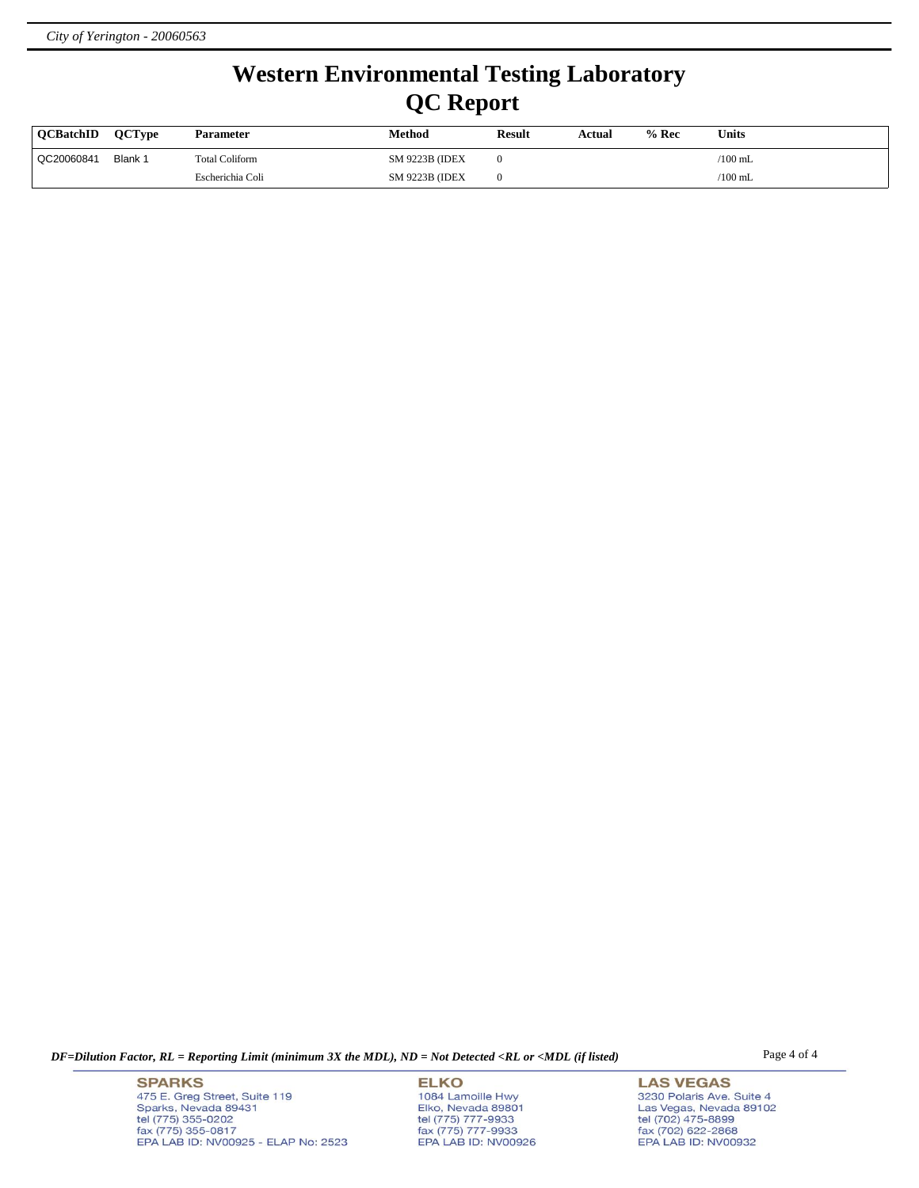# Western Environmental Testing Laboratory
# QC Report

| QCBatchID | QCType | Parameter | Method | Result | Actual | % Rec | Units |
|---|---|---|---|---|---|---|---|
| QC20060841 | Blank 1 | Total Coliform | SM 9223B (IDEX | 0 | | | /100 mL |
| | | Escherichia Coli | SM 9223B (IDEX | 0 | | | /100 mL |

*DF=Dilution Factor, RL = Reporting Limit (minimum 3X the MDL), ND = Not Detected <RL or <MDL (if listed)*

**SPARKS**
475 E. Greg Street, Suite 119
Sparks, Nevada 89431
tel (775) 355-0202
fax (775) 355-0817
EPA LAB ID: NV00925 - ELAP No: 2523

**ELKO**
1084 Lamoille Hwy
Elko, Nevada 89801
tel (775) 777-9933
fax (775) 777-9933
EPA LAB ID: NV00926

**LAS VEGAS**
3230 Polaris Ave. Suite 4
Las Vegas, Nevada 89102
tel (702) 475-8899
fax (702) 622-2868
EPA LAB ID: NV00932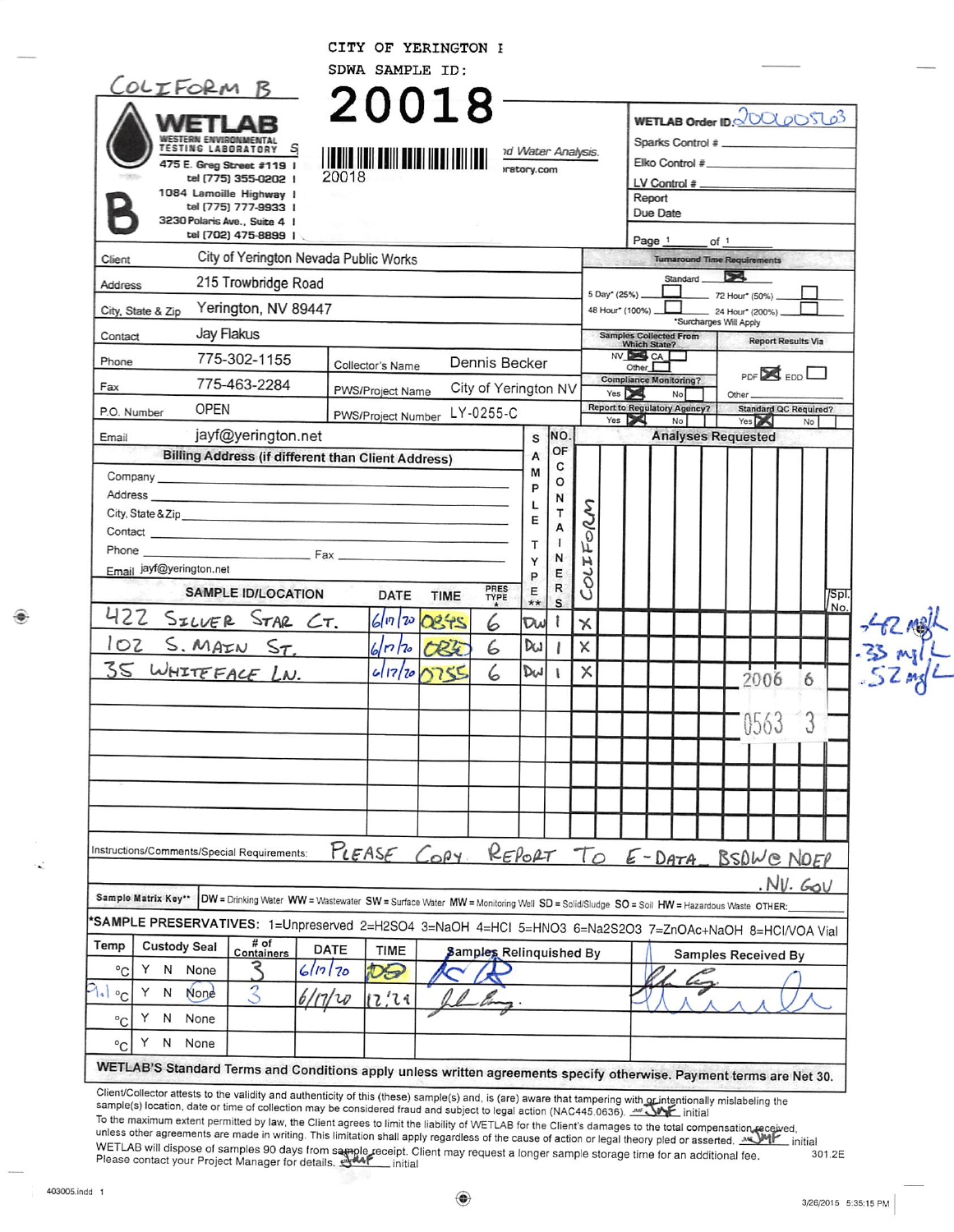CITY OF YERINGTON I

SDWA SAMPLE ID:

COLIFORM B

# 20018

**WETLAB** WESTERN ENVIRONMENTAL TESTING LABORATORY

475 E. Greg Street #119 | tel (775) 355-0202 |
1084 Lamoille Highway | tel (775) 777-9933 |
3230 Polaris Ave., Suite 4 | tel (702) 475-8899 |

20018

...nd Water Analysis. ...oratory.com

WETLAB Order ID: 2006 0563

Sparks Control #

Elko Control #

LV Control #

Report Due Date

Page 1 of 1

| | | | |
|---|---|---|---|
| Client | City of Yerington Nevada Public Works | | |
| Address | 215 Trowbridge Road | | |
| City, State & Zip | Yerington, NV 89447 | | |
| Contact | Jay Flakus | | |
| Phone | 775-302-1155 | Collector's Name | Dennis Becker |
| Fax | 775-463-2284 | PWS/Project Name | City of Yerington NV |
| P.O. Number | OPEN | PWS/Project Number | LY-0255-C |
| Email | jayf@yerington.net | | |

**Turnaround Time Requirements**: Standard [X] — 5 Day* (25%) [ ] 72 Hour* (50%) [ ] 48 Hour* (100%) [ ] 24 Hour* (200%) [ ] *Surcharges Will Apply

**Samples Collected From Which State?** NV [X] CA [ ] Other [ ]

**Report Results Via**: PDF [X] EDD [ ] Other

**Compliance Monitoring?** Yes [X] No [ ]

**Report to Regulatory Agency?** Yes [X] No [ ]

**Standard QC Required?** Yes [X] No [ ]

**Billing Address (if different than Client Address)**

Company

Address

City, State & Zip

Contact

Phone Fax

Email jayf@yerington.net

**Analyses Requested**

| SAMPLE ID/LOCATION | DATE | TIME | PRES TYPE* | SAMPLE TYPE** | NO. OF CONTAINERS | COLIFORM | Spl. No. |
|---|---|---|---|---|---|---|---|
| 422 SILVER STAR CT. | 6/17/20 | 0845 | 6 | DW | 1 | X | |
| 102 S. MAIN ST. | 6/17/20 | 0820 | 6 | DW | 1 | X | |
| 35 WHITEFACE LN. | 6/17/20 | 0755 | 6 | DW | 1 | X | |

2006 6
0563 3

.42 mg/L
.33 mg/L
.52 mg/L

Instructions/Comments/Special Requirements: PLEASE COPY REPORT TO E-DATA_BSDW@NDEP.NV.GOV

**Sample Matrix Key**** DW = Drinking Water WW = Wastewater SW = Surface Water MW = Monitoring Well SD = Solid/Sludge SO = Soil HW = Hazardous Waste OTHER:

***SAMPLE PRESERVATIVES:** 1=Unpreserved 2=H2SO4 3=NaOH 4=HCl 5=HNO3 6=Na2S2O3 7=ZnOAc+NaOH 8=HCl/VOA Vial

| Temp | Custody Seal | # of Containers | DATE | TIME | Samples Relinquished By | Samples Received By |
|---|---|---|---|---|---|---|
| °C | Y N None | 3 | 6/17/20 | 1050 | [signature] | [signature] |
| 9.1 °C | Y N None | 3 | 6/17/20 | 12:24 | [signature] | [signature] |
| °C | Y N None | | | | | |
| °C | Y N None | | | | | |

**WETLAB'S Standard Terms and Conditions apply unless written agreements specify otherwise. Payment terms are Net 30.**

Client/Collector attests to the validity and authenticity of this (these) sample(s) and, is (are) aware that tampering with or intentionally mislabeling the sample(s) location, date or time of collection may be considered fraud and subject to legal action (NAC445.0636). JMF initial

To the maximum extent permitted by law, the Client agrees to limit the liability of WETLAB for the Client's damages to the total compensation received, unless other agreements are made in writing. This limitation shall apply regardless of the cause of action or legal theory pled or asserted. JMF initial

WETLAB will dispose of samples 90 days from sample receipt. Client may request a longer sample storage time for an additional fee. Please contact your Project Manager for details. JMF initial

301.2E